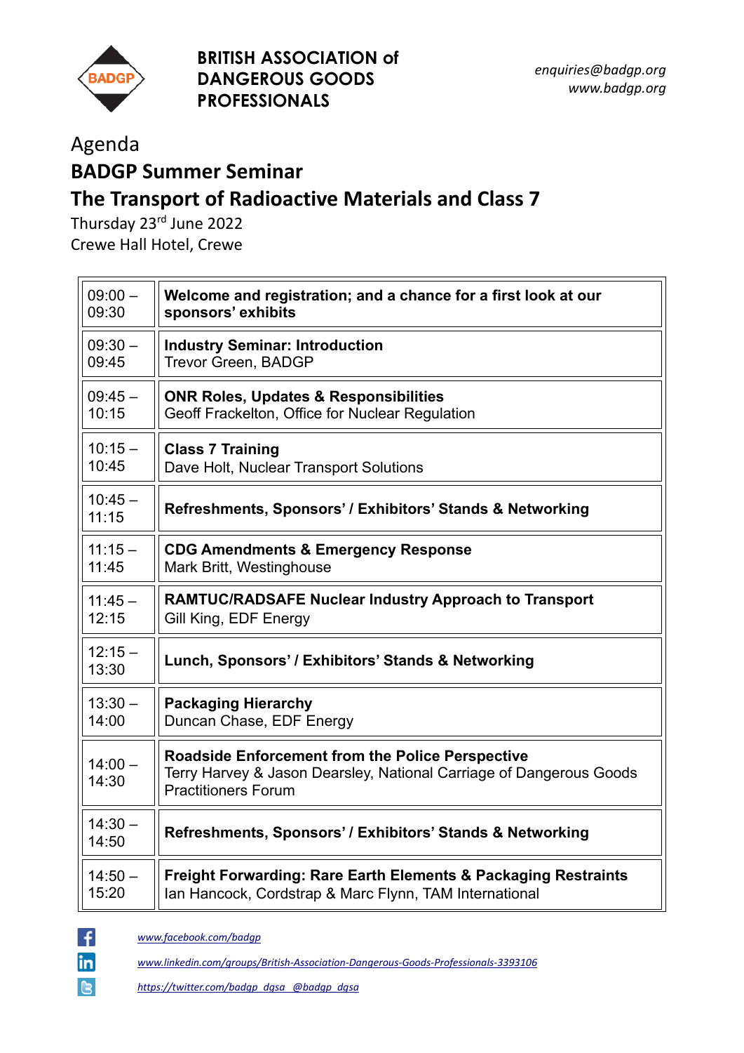**BRITISH ASSOCIATION of DANGEROUS GOODS PROFESSIONALS**

*enquiries@badgp.org*
*www.badgp.org*

Agenda

# BADGP Summer Seminar

# The Transport of Radioactive Materials and Class 7

Thursday 23rd June 2022
Crewe Hall Hotel, Crewe

| Time | Session |
|---|---|
| 09:00 – 09:30 | **Welcome and registration; and a chance for a first look at our sponsors' exhibits** |
| 09:30 – 09:45 | **Industry Seminar: Introduction**<br>Trevor Green, BADGP |
| 09:45 – 10:15 | **ONR Roles, Updates & Responsibilities**<br>Geoff Frackelton, Office for Nuclear Regulation |
| 10:15 – 10:45 | **Class 7 Training**<br>Dave Holt, Nuclear Transport Solutions |
| 10:45 – 11:15 | **Refreshments, Sponsors' / Exhibitors' Stands & Networking** |
| 11:15 – 11:45 | **CDG Amendments & Emergency Response**<br>Mark Britt, Westinghouse |
| 11:45 – 12:15 | **RAMTUC/RADSAFE Nuclear Industry Approach to Transport**<br>Gill King, EDF Energy |
| 12:15 – 13:30 | **Lunch, Sponsors' / Exhibitors' Stands & Networking** |
| 13:30 – 14:00 | **Packaging Hierarchy**<br>Duncan Chase, EDF Energy |
| 14:00 – 14:30 | **Roadside Enforcement from the Police Perspective**<br>Terry Harvey & Jason Dearsley, National Carriage of Dangerous Goods Practitioners Forum |
| 14:30 – 14:50 | **Refreshments, Sponsors' / Exhibitors' Stands & Networking** |
| 14:50 – 15:20 | **Freight Forwarding: Rare Earth Elements & Packaging Restraints**<br>Ian Hancock, Cordstrap & Marc Flynn, TAM International |

www.facebook.com/badgp

www.linkedin.com/groups/British-Association-Dangerous-Goods-Professionals-3393106

https://twitter.com/badgp_dgsa @badgp_dgsa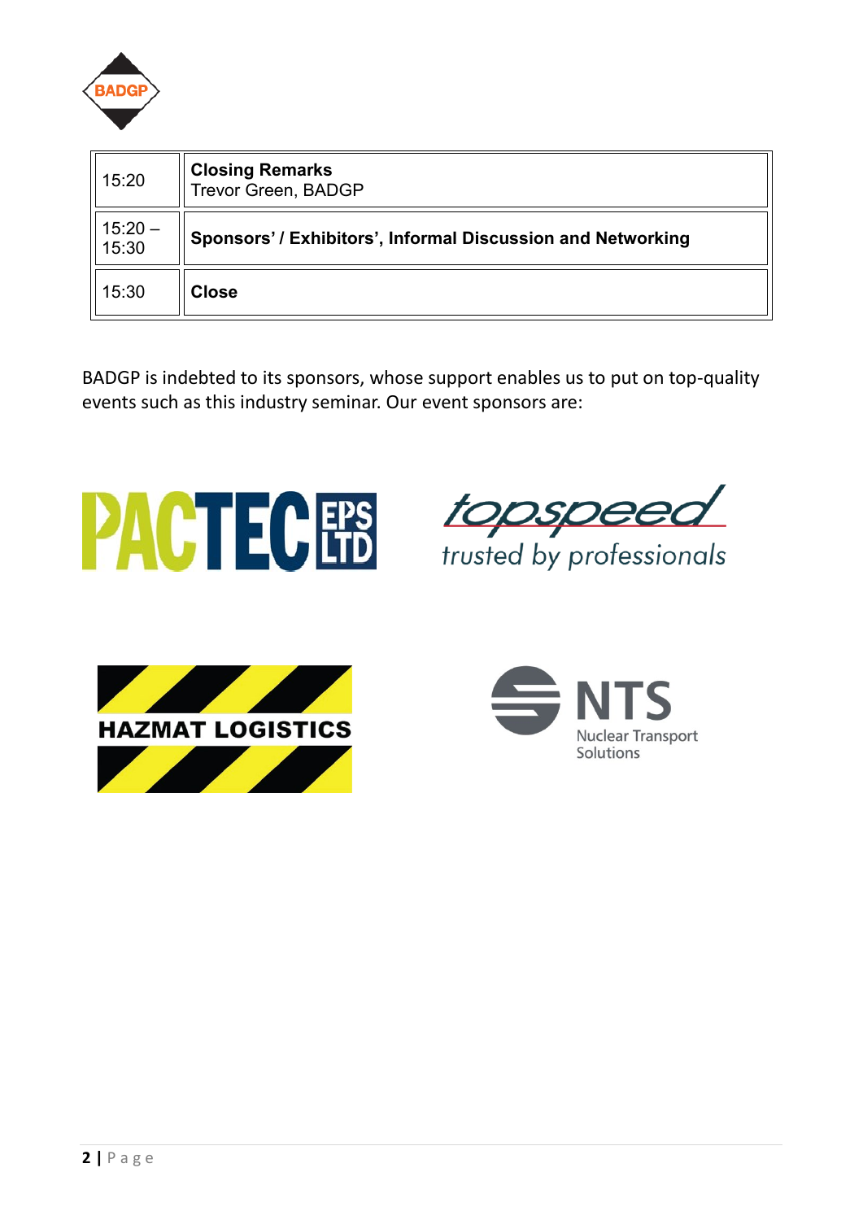| | |
|---|---|
| 15:20 | **Closing Remarks**<br>Trevor Green, BADGP |
| 15:20 – 15:30 | **Sponsors' / Exhibitors', Informal Discussion and Networking** |
| 15:30 | **Close** |

BADGP is indebted to its sponsors, whose support enables us to put on top-quality events such as this industry seminar. Our event sponsors are: